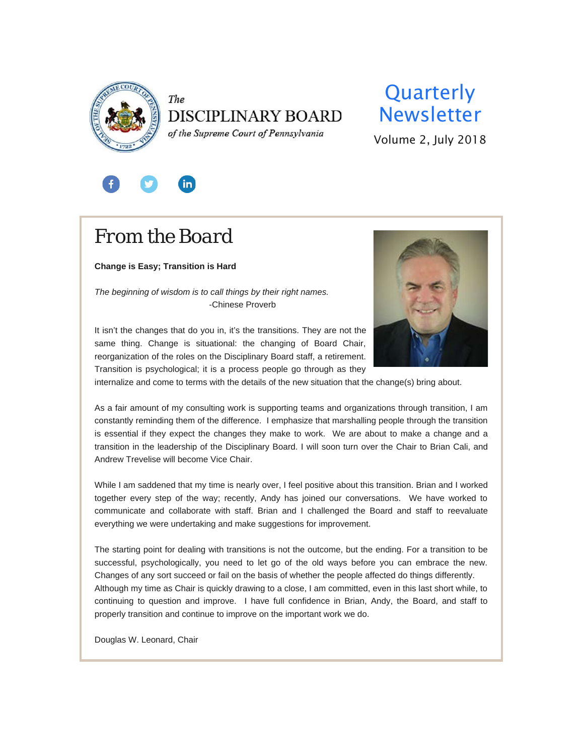The
DISCIPLINARY BOARD
*of the Supreme Court of Pennsylvania*

# Quarterly Newsletter

Volume 2, July 2018

## From the Board

**Change is Easy; Transition is Hard**

*The beginning of wisdom is to call things by their right names.*
-Chinese Proverb

It isn't the changes that do you in, it's the transitions. They are not the same thing. Change is situational: the changing of Board Chair, reorganization of the roles on the Disciplinary Board staff, a retirement. Transition is psychological; it is a process people go through as they internalize and come to terms with the details of the new situation that the change(s) bring about.

As a fair amount of my consulting work is supporting teams and organizations through transition, I am constantly reminding them of the difference. I emphasize that marshalling people through the transition is essential if they expect the changes they make to work. We are about to make a change and a transition in the leadership of the Disciplinary Board. I will soon turn over the Chair to Brian Cali, and Andrew Trevelise will become Vice Chair.

While I am saddened that my time is nearly over, I feel positive about this transition. Brian and I worked together every step of the way; recently, Andy has joined our conversations. We have worked to communicate and collaborate with staff. Brian and I challenged the Board and staff to reevaluate everything we were undertaking and make suggestions for improvement.

The starting point for dealing with transitions is not the outcome, but the ending. For a transition to be successful, psychologically, you need to let go of the old ways before you can embrace the new. Changes of any sort succeed or fail on the basis of whether the people affected do things differently. Although my time as Chair is quickly drawing to a close, I am committed, even in this last short while, to continuing to question and improve. I have full confidence in Brian, Andy, the Board, and staff to properly transition and continue to improve on the important work we do.

Douglas W. Leonard, Chair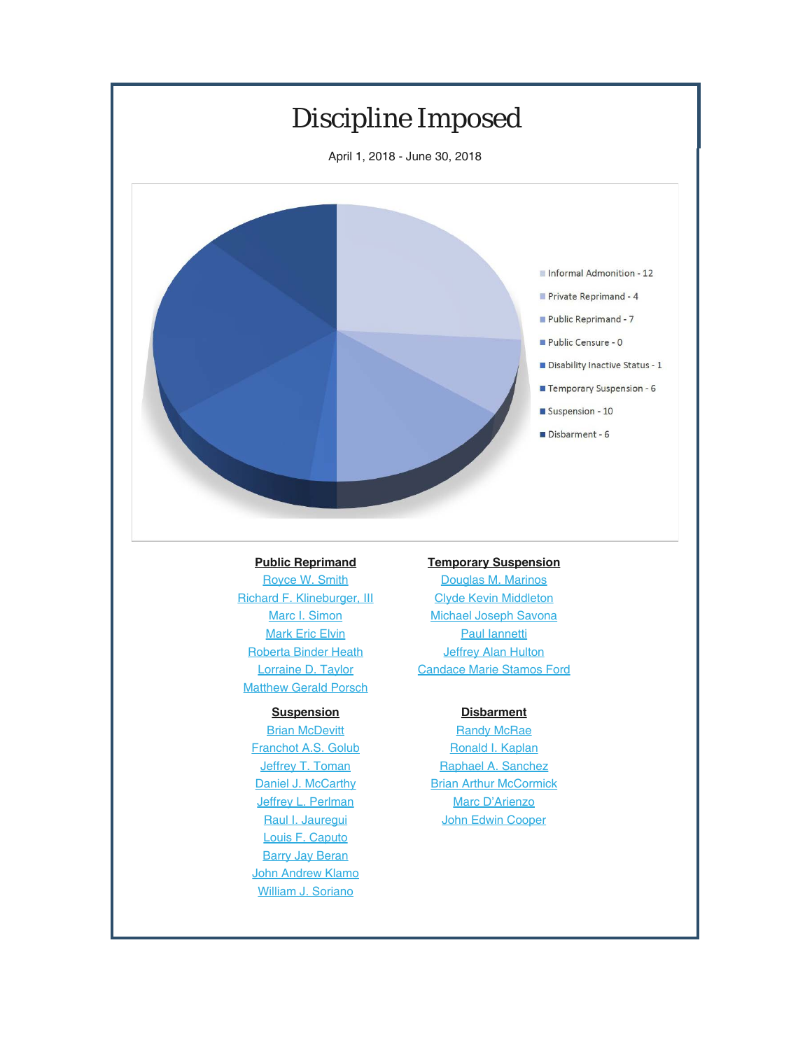# Discipline Imposed

April 1, 2018 - June 30, 2018

- Informal Admonition - 12
- Private Reprimand - 4
- Public Reprimand - 7
- Public Censure - 0
- Disability Inactive Status - 1
- Temporary Suspension - 6
- Suspension - 10
- Disbarment - 6

**Public Reprimand**

Royce W. Smith
Richard F. Klineburger, III
Marc I. Simon
Mark Eric Elvin
Roberta Binder Heath
Lorraine D. Taylor
Matthew Gerald Porsch

**Temporary Suspension**

Douglas M. Marinos
Clyde Kevin Middleton
Michael Joseph Savona
Paul Iannetti
Jeffrey Alan Hulton
Candace Marie Stamos Ford

**Suspension**

Brian McDevitt
Franchot A.S. Golub
Jeffrey T. Toman
Daniel J. McCarthy
Jeffrey L. Perlman
Raul I. Jauregui
Louis F. Caputo
Barry Jay Beran
John Andrew Klamo
William J. Soriano

**Disbarment**

Randy McRae
Ronald I. Kaplan
Raphael A. Sanchez
Brian Arthur McCormick
Marc D'Arienzo
John Edwin Cooper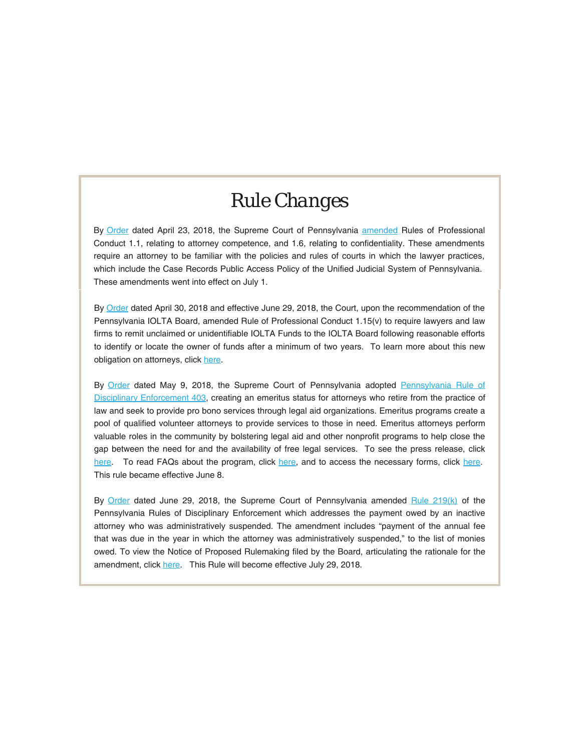# Rule Changes

By Order dated April 23, 2018, the Supreme Court of Pennsylvania amended Rules of Professional Conduct 1.1, relating to attorney competence, and 1.6, relating to confidentiality. These amendments require an attorney to be familiar with the policies and rules of courts in which the lawyer practices, which include the Case Records Public Access Policy of the Unified Judicial System of Pennsylvania. These amendments went into effect on July 1.

By Order dated April 30, 2018 and effective June 29, 2018, the Court, upon the recommendation of the Pennsylvania IOLTA Board, amended Rule of Professional Conduct 1.15(v) to require lawyers and law firms to remit unclaimed or unidentifiable IOLTA Funds to the IOLTA Board following reasonable efforts to identify or locate the owner of funds after a minimum of two years. To learn more about this new obligation on attorneys, click here.

By Order dated May 9, 2018, the Supreme Court of Pennsylvania adopted Pennsylvania Rule of Disciplinary Enforcement 403, creating an emeritus status for attorneys who retire from the practice of law and seek to provide pro bono services through legal aid organizations. Emeritus programs create a pool of qualified volunteer attorneys to provide services to those in need. Emeritus attorneys perform valuable roles in the community by bolstering legal aid and other nonprofit programs to help close the gap between the need for and the availability of free legal services. To see the press release, click here. To read FAQs about the program, click here, and to access the necessary forms, click here. This rule became effective June 8.

By Order dated June 29, 2018, the Supreme Court of Pennsylvania amended Rule 219(k) of the Pennsylvania Rules of Disciplinary Enforcement which addresses the payment owed by an inactive attorney who was administratively suspended. The amendment includes "payment of the annual fee that was due in the year in which the attorney was administratively suspended," to the list of monies owed. To view the Notice of Proposed Rulemaking filed by the Board, articulating the rationale for the amendment, click here. This Rule will become effective July 29, 2018.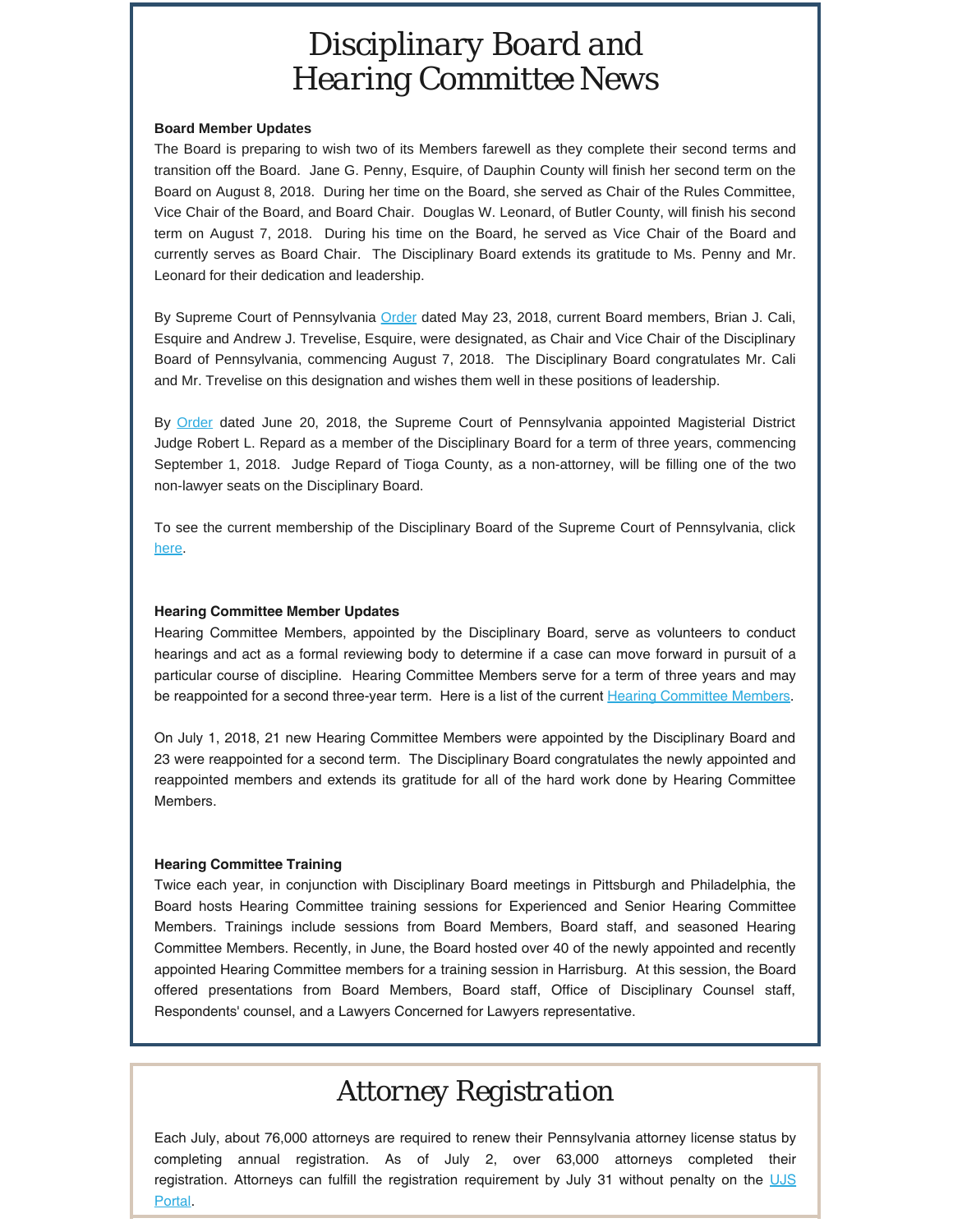# Disciplinary Board and Hearing Committee News

**Board Member Updates**

The Board is preparing to wish two of its Members farewell as they complete their second terms and transition off the Board. Jane G. Penny, Esquire, of Dauphin County will finish her second term on the Board on August 8, 2018. During her time on the Board, she served as Chair of the Rules Committee, Vice Chair of the Board, and Board Chair. Douglas W. Leonard, of Butler County, will finish his second term on August 7, 2018. During his time on the Board, he served as Vice Chair of the Board and currently serves as Board Chair. The Disciplinary Board extends its gratitude to Ms. Penny and Mr. Leonard for their dedication and leadership.

By Supreme Court of Pennsylvania Order dated May 23, 2018, current Board members, Brian J. Cali, Esquire and Andrew J. Trevelise, Esquire, were designated, as Chair and Vice Chair of the Disciplinary Board of Pennsylvania, commencing August 7, 2018. The Disciplinary Board congratulates Mr. Cali and Mr. Trevelise on this designation and wishes them well in these positions of leadership.

By Order dated June 20, 2018, the Supreme Court of Pennsylvania appointed Magisterial District Judge Robert L. Repard as a member of the Disciplinary Board for a term of three years, commencing September 1, 2018. Judge Repard of Tioga County, as a non-attorney, will be filling one of the two non-lawyer seats on the Disciplinary Board.

To see the current membership of the Disciplinary Board of the Supreme Court of Pennsylvania, click here.

**Hearing Committee Member Updates**

Hearing Committee Members, appointed by the Disciplinary Board, serve as volunteers to conduct hearings and act as a formal reviewing body to determine if a case can move forward in pursuit of a particular course of discipline. Hearing Committee Members serve for a term of three years and may be reappointed for a second three-year term. Here is a list of the current Hearing Committee Members.

On July 1, 2018, 21 new Hearing Committee Members were appointed by the Disciplinary Board and 23 were reappointed for a second term. The Disciplinary Board congratulates the newly appointed and reappointed members and extends its gratitude for all of the hard work done by Hearing Committee Members.

**Hearing Committee Training**

Twice each year, in conjunction with Disciplinary Board meetings in Pittsburgh and Philadelphia, the Board hosts Hearing Committee training sessions for Experienced and Senior Hearing Committee Members. Trainings include sessions from Board Members, Board staff, and seasoned Hearing Committee Members. Recently, in June, the Board hosted over 40 of the newly appointed and recently appointed Hearing Committee members for a training session in Harrisburg. At this session, the Board offered presentations from Board Members, Board staff, Office of Disciplinary Counsel staff, Respondents' counsel, and a Lawyers Concerned for Lawyers representative.

# Attorney Registration

Each July, about 76,000 attorneys are required to renew their Pennsylvania attorney license status by completing annual registration. As of July 2, over 63,000 attorneys completed their registration. Attorneys can fulfill the registration requirement by July 31 without penalty on the UJS Portal.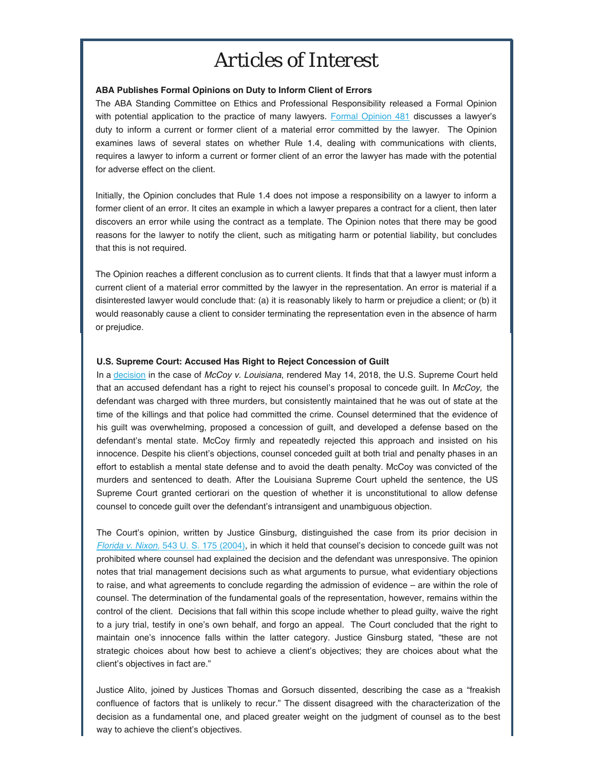# Articles of Interest

**ABA Publishes Formal Opinions on Duty to Inform Client of Errors**

The ABA Standing Committee on Ethics and Professional Responsibility released a Formal Opinion with potential application to the practice of many lawyers. Formal Opinion 481 discusses a lawyer's duty to inform a current or former client of a material error committed by the lawyer. The Opinion examines laws of several states on whether Rule 1.4, dealing with communications with clients, requires a lawyer to inform a current or former client of an error the lawyer has made with the potential for adverse effect on the client.

Initially, the Opinion concludes that Rule 1.4 does not impose a responsibility on a lawyer to inform a former client of an error. It cites an example in which a lawyer prepares a contract for a client, then later discovers an error while using the contract as a template. The Opinion notes that there may be good reasons for the lawyer to notify the client, such as mitigating harm or potential liability, but concludes that this is not required.

The Opinion reaches a different conclusion as to current clients. It finds that that a lawyer must inform a current client of a material error committed by the lawyer in the representation. An error is material if a disinterested lawyer would conclude that: (a) it is reasonably likely to harm or prejudice a client; or (b) it would reasonably cause a client to consider terminating the representation even in the absence of harm or prejudice.

**U.S. Supreme Court: Accused Has Right to Reject Concession of Guilt**

In a decision in the case of *McCoy v. Louisiana*, rendered May 14, 2018, the U.S. Supreme Court held that an accused defendant has a right to reject his counsel's proposal to concede guilt. In *McCoy,* the defendant was charged with three murders, but consistently maintained that he was out of state at the time of the killings and that police had committed the crime. Counsel determined that the evidence of his guilt was overwhelming, proposed a concession of guilt, and developed a defense based on the defendant's mental state. McCoy firmly and repeatedly rejected this approach and insisted on his innocence. Despite his client's objections, counsel conceded guilt at both trial and penalty phases in an effort to establish a mental state defense and to avoid the death penalty. McCoy was convicted of the murders and sentenced to death. After the Louisiana Supreme Court upheld the sentence, the US Supreme Court granted certiorari on the question of whether it is unconstitutional to allow defense counsel to concede guilt over the defendant's intransigent and unambiguous objection.

The Court's opinion, written by Justice Ginsburg, distinguished the case from its prior decision in *Florida v. Nixon*, 543 U. S. 175 (2004), in which it held that counsel's decision to concede guilt was not prohibited where counsel had explained the decision and the defendant was unresponsive. The opinion notes that trial management decisions such as what arguments to pursue, what evidentiary objections to raise, and what agreements to conclude regarding the admission of evidence – are within the role of counsel. The determination of the fundamental goals of the representation, however, remains within the control of the client. Decisions that fall within this scope include whether to plead guilty, waive the right to a jury trial, testify in one's own behalf, and forgo an appeal. The Court concluded that the right to maintain one's innocence falls within the latter category. Justice Ginsburg stated, "these are not strategic choices about how best to achieve a client's objectives; they are choices about what the client's objectives in fact are."

Justice Alito, joined by Justices Thomas and Gorsuch dissented, describing the case as a "freakish confluence of factors that is unlikely to recur." The dissent disagreed with the characterization of the decision as a fundamental one, and placed greater weight on the judgment of counsel as to the best way to achieve the client's objectives.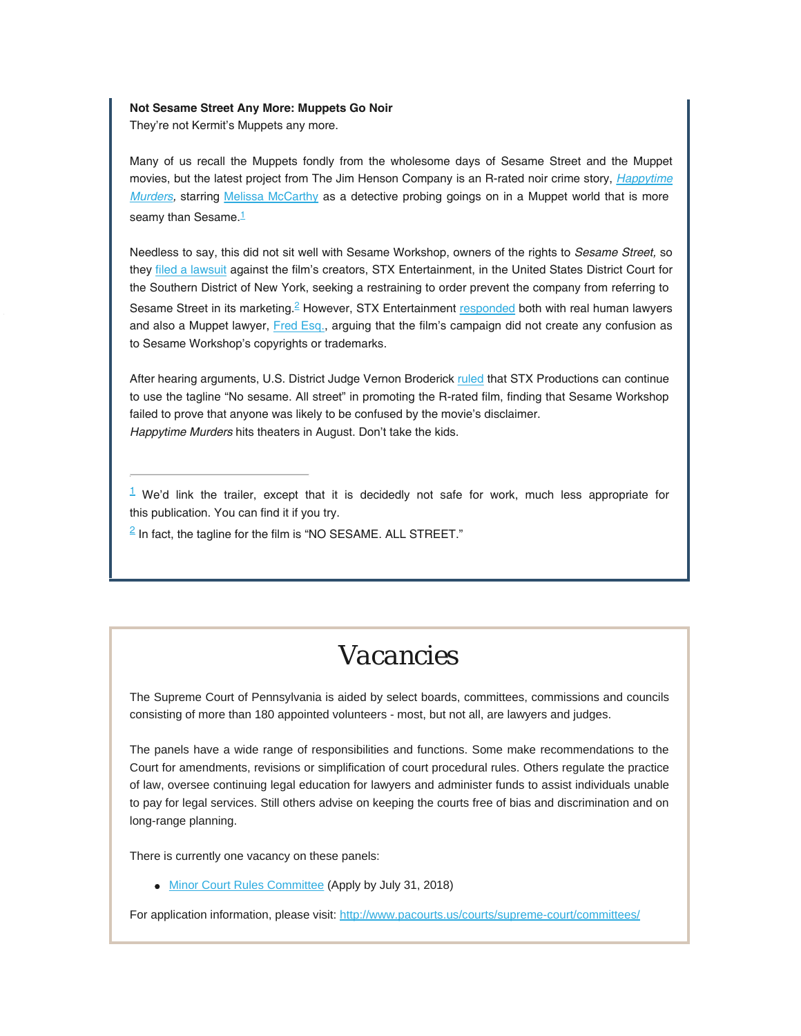**Not Sesame Street Any More: Muppets Go Noir**

They're not Kermit's Muppets any more.

Many of us recall the Muppets fondly from the wholesome days of Sesame Street and the Muppet movies, but the latest project from The Jim Henson Company is an R-rated noir crime story, *Happytime Murders,* starring Melissa McCarthy as a detective probing goings on in a Muppet world that is more seamy than Sesame.[1]

Needless to say, this did not sit well with Sesame Workshop, owners of the rights to *Sesame Street,* so they filed a lawsuit against the film's creators, STX Entertainment, in the United States District Court for the Southern District of New York, seeking a restraining to order prevent the company from referring to Sesame Street in its marketing.[2] However, STX Entertainment responded both with real human lawyers and also a Muppet lawyer, Fred Esq., arguing that the film's campaign did not create any confusion as to Sesame Workshop's copyrights or trademarks.

After hearing arguments, U.S. District Judge Vernon Broderick ruled that STX Productions can continue to use the tagline "No sesame. All street" in promoting the R-rated film, finding that Sesame Workshop failed to prove that anyone was likely to be confused by the movie's disclaimer.

*Happytime Murders* hits theaters in August. Don't take the kids.

---

[1] We'd link the trailer, except that it is decidedly not safe for work, much less appropriate for this publication. You can find it if you try.

[2] In fact, the tagline for the film is "NO SESAME. ALL STREET."

# Vacancies

The Supreme Court of Pennsylvania is aided by select boards, committees, commissions and councils consisting of more than 180 appointed volunteers - most, but not all, are lawyers and judges.

The panels have a wide range of responsibilities and functions. Some make recommendations to the Court for amendments, revisions or simplification of court procedural rules. Others regulate the practice of law, oversee continuing legal education for lawyers and administer funds to assist individuals unable to pay for legal services. Still others advise on keeping the courts free of bias and discrimination and on long-range planning.

There is currently one vacancy on these panels:

- Minor Court Rules Committee (Apply by July 31, 2018)

For application information, please visit: http://www.pacourts.us/courts/supreme-court/committees/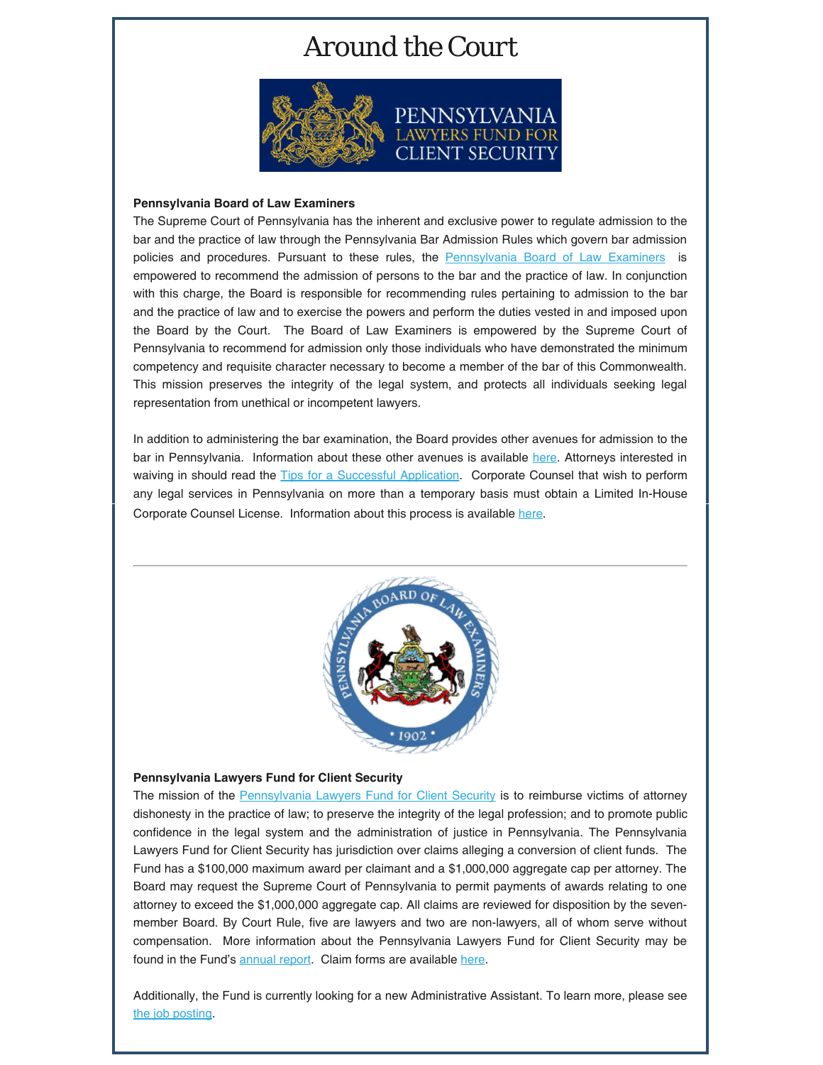# Around the Court

**Pennsylvania Board of Law Examiners**

The Supreme Court of Pennsylvania has the inherent and exclusive power to regulate admission to the bar and the practice of law through the Pennsylvania Bar Admission Rules which govern bar admission policies and procedures. Pursuant to these rules, the Pennsylvania Board of Law Examiners is empowered to recommend the admission of persons to the bar and the practice of law. In conjunction with this charge, the Board is responsible for recommending rules pertaining to admission to the bar and the practice of law and to exercise the powers and perform the duties vested in and imposed upon the Board by the Court. The Board of Law Examiners is empowered by the Supreme Court of Pennsylvania to recommend for admission only those individuals who have demonstrated the minimum competency and requisite character necessary to become a member of the bar of this Commonwealth. This mission preserves the integrity of the legal system, and protects all individuals seeking legal representation from unethical or incompetent lawyers.

In addition to administering the bar examination, the Board provides other avenues for admission to the bar in Pennsylvania. Information about these other avenues is available here. Attorneys interested in waiving in should read the Tips for a Successful Application. Corporate Counsel that wish to perform any legal services in Pennsylvania on more than a temporary basis must obtain a Limited In-House Corporate Counsel License. Information about this process is available here.

---

**Pennsylvania Lawyers Fund for Client Security**

The mission of the Pennsylvania Lawyers Fund for Client Security is to reimburse victims of attorney dishonesty in the practice of law; to preserve the integrity of the legal profession; and to promote public confidence in the legal system and the administration of justice in Pennsylvania. The Pennsylvania Lawyers Fund for Client Security has jurisdiction over claims alleging a conversion of client funds. The Fund has a $100,000 maximum award per claimant and a $1,000,000 aggregate cap per attorney. The Board may request the Supreme Court of Pennsylvania to permit payments of awards relating to one attorney to exceed the $1,000,000 aggregate cap. All claims are reviewed for disposition by the seven-member Board. By Court Rule, five are lawyers and two are non-lawyers, all of whom serve without compensation. More information about the Pennsylvania Lawyers Fund for Client Security may be found in the Fund's annual report. Claim forms are available here.

Additionally, the Fund is currently looking for a new Administrative Assistant. To learn more, please see the job posting.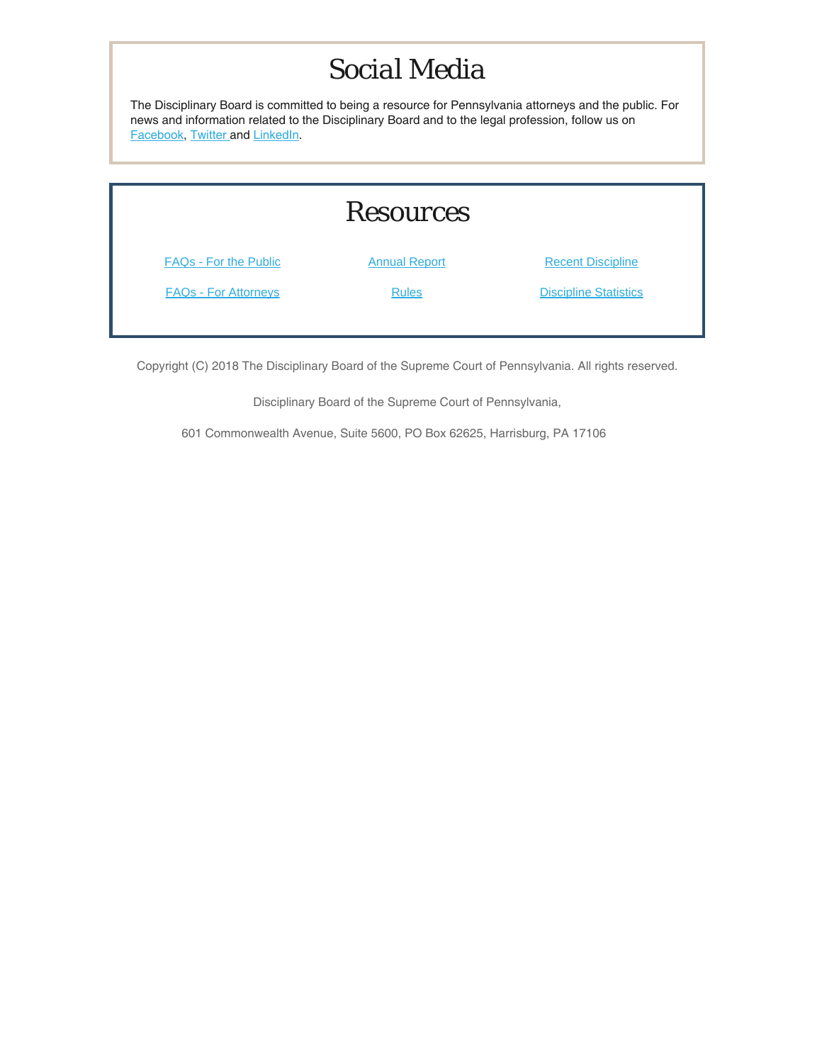# Social Media

The Disciplinary Board is committed to being a resource for Pennsylvania attorneys and the public. For news and information related to the Disciplinary Board and to the legal profession, follow us on Facebook, Twitter and LinkedIn.

# Resources

| | | |
|---|---|---|
| FAQs - For the Public | Annual Report | Recent Discipline |
| FAQs - For Attorneys | Rules | Discipline Statistics |

Copyright (C) 2018 The Disciplinary Board of the Supreme Court of Pennsylvania. All rights reserved.

Disciplinary Board of the Supreme Court of Pennsylvania,

601 Commonwealth Avenue, Suite 5600, PO Box 62625, Harrisburg, PA 17106